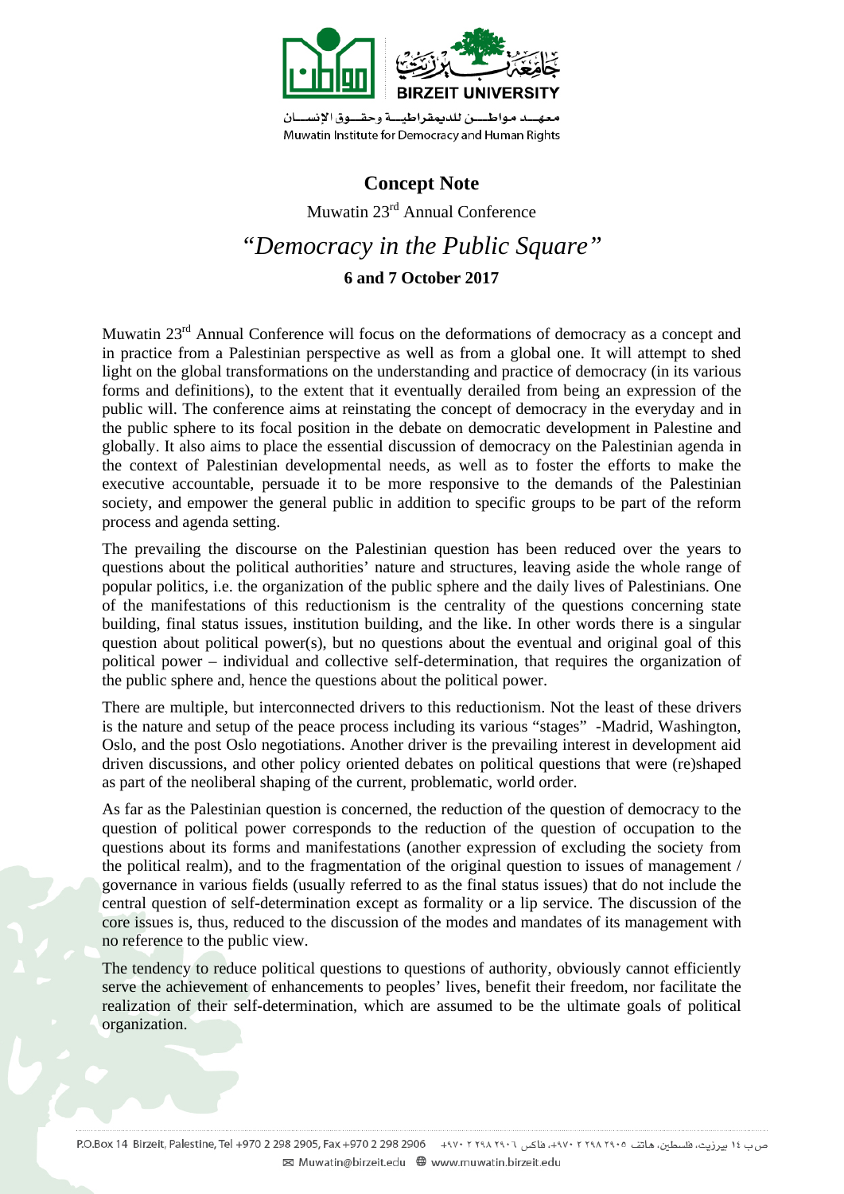معهــد مــواطـــن للديمقراطيــة وحقـــوق الإنســـان
Muwatin Institute for Democracy and Human Rights

# Concept Note

Muwatin 23rd Annual Conference

## *"Democracy in the Public Square"*

**6 and 7 October 2017**

Muwatin 23rd Annual Conference will focus on the deformations of democracy as a concept and in practice from a Palestinian perspective as well as from a global one. It will attempt to shed light on the global transformations on the understanding and practice of democracy (in its various forms and definitions), to the extent that it eventually derailed from being an expression of the public will. The conference aims at reinstating the concept of democracy in the everyday and in the public sphere to its focal position in the debate on democratic development in Palestine and globally. It also aims to place the essential discussion of democracy on the Palestinian agenda in the context of Palestinian developmental needs, as well as to foster the efforts to make the executive accountable, persuade it to be more responsive to the demands of the Palestinian society, and empower the general public in addition to specific groups to be part of the reform process and agenda setting.

The prevailing the discourse on the Palestinian question has been reduced over the years to questions about the political authorities' nature and structures, leaving aside the whole range of popular politics, i.e. the organization of the public sphere and the daily lives of Palestinians. One of the manifestations of this reductionism is the centrality of the questions concerning state building, final status issues, institution building, and the like. In other words there is a singular question about political power(s), but no questions about the eventual and original goal of this political power – individual and collective self-determination, that requires the organization of the public sphere and, hence the questions about the political power.

There are multiple, but interconnected drivers to this reductionism. Not the least of these drivers is the nature and setup of the peace process including its various "stages" -Madrid, Washington, Oslo, and the post Oslo negotiations. Another driver is the prevailing interest in development aid driven discussions, and other policy oriented debates on political questions that were (re)shaped as part of the neoliberal shaping of the current, problematic, world order.

As far as the Palestinian question is concerned, the reduction of the question of democracy to the question of political power corresponds to the reduction of the question of occupation to the questions about its forms and manifestations (another expression of excluding the society from the political realm), and to the fragmentation of the original question to issues of management / governance in various fields (usually referred to as the final status issues) that do not include the central question of self-determination except as formality or a lip service. The discussion of the core issues is, thus, reduced to the discussion of the modes and mandates of its management with no reference to the public view.

The tendency to reduce political questions to questions of authority, obviously cannot efficiently serve the achievement of enhancements to peoples' lives, benefit their freedom, nor facilitate the realization of their self-determination, which are assumed to be the ultimate goals of political organization.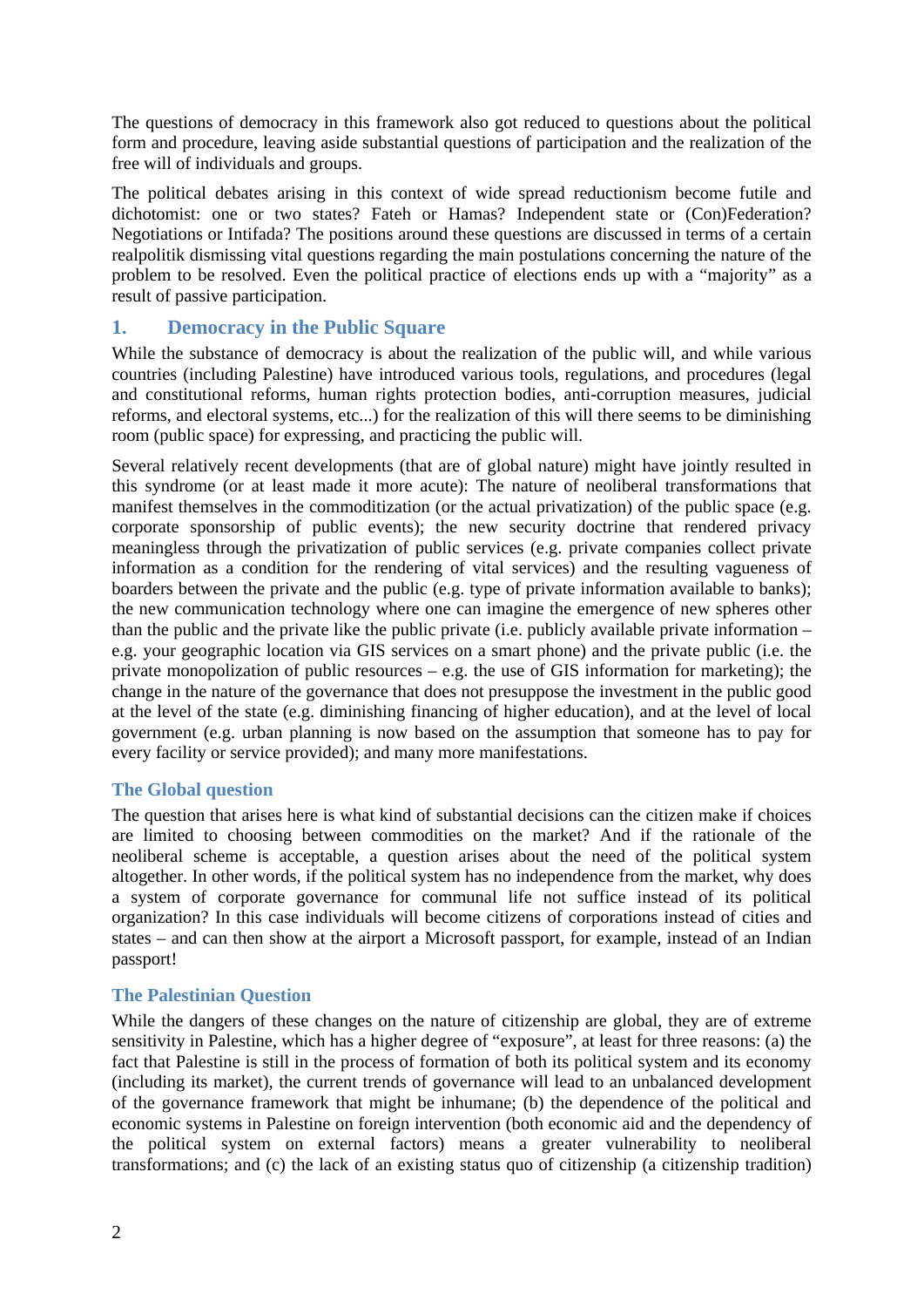The questions of democracy in this framework also got reduced to questions about the political form and procedure, leaving aside substantial questions of participation and the realization of the free will of individuals and groups.

The political debates arising in this context of wide spread reductionism become futile and dichotomist: one or two states? Fateh or Hamas? Independent state or (Con)Federation? Negotiations or Intifada? The positions around these questions are discussed in terms of a certain realpolitik dismissing vital questions regarding the main postulations concerning the nature of the problem to be resolved. Even the political practice of elections ends up with a "majority" as a result of passive participation.

## 1. Democracy in the Public Square

While the substance of democracy is about the realization of the public will, and while various countries (including Palestine) have introduced various tools, regulations, and procedures (legal and constitutional reforms, human rights protection bodies, anti-corruption measures, judicial reforms, and electoral systems, etc...) for the realization of this will there seems to be diminishing room (public space) for expressing, and practicing the public will.

Several relatively recent developments (that are of global nature) might have jointly resulted in this syndrome (or at least made it more acute): The nature of neoliberal transformations that manifest themselves in the commoditization (or the actual privatization) of the public space (e.g. corporate sponsorship of public events); the new security doctrine that rendered privacy meaningless through the privatization of public services (e.g. private companies collect private information as a condition for the rendering of vital services) and the resulting vagueness of boarders between the private and the public (e.g. type of private information available to banks); the new communication technology where one can imagine the emergence of new spheres other than the public and the private like the public private (i.e. publicly available private information – e.g. your geographic location via GIS services on a smart phone) and the private public (i.e. the private monopolization of public resources – e.g. the use of GIS information for marketing); the change in the nature of the governance that does not presuppose the investment in the public good at the level of the state (e.g. diminishing financing of higher education), and at the level of local government (e.g. urban planning is now based on the assumption that someone has to pay for every facility or service provided); and many more manifestations.

### The Global question

The question that arises here is what kind of substantial decisions can the citizen make if choices are limited to choosing between commodities on the market? And if the rationale of the neoliberal scheme is acceptable, a question arises about the need of the political system altogether. In other words, if the political system has no independence from the market, why does a system of corporate governance for communal life not suffice instead of its political organization? In this case individuals will become citizens of corporations instead of cities and states – and can then show at the airport a Microsoft passport, for example, instead of an Indian passport!

### The Palestinian Question

While the dangers of these changes on the nature of citizenship are global, they are of extreme sensitivity in Palestine, which has a higher degree of "exposure", at least for three reasons: (a) the fact that Palestine is still in the process of formation of both its political system and its economy (including its market), the current trends of governance will lead to an unbalanced development of the governance framework that might be inhumane; (b) the dependence of the political and economic systems in Palestine on foreign intervention (both economic aid and the dependency of the political system on external factors) means a greater vulnerability to neoliberal transformations; and (c) the lack of an existing status quo of citizenship (a citizenship tradition)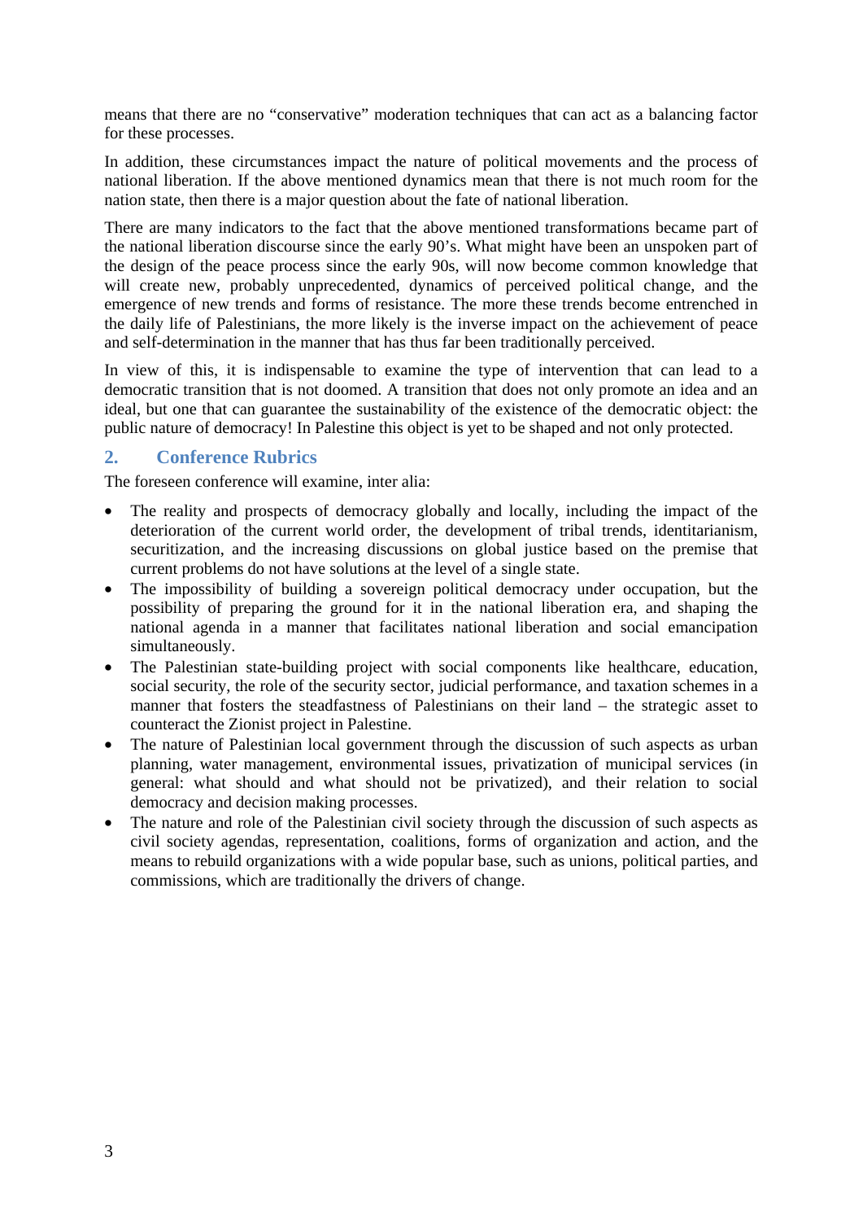means that there are no “conservative” moderation techniques that can act as a balancing factor for these processes.

In addition, these circumstances impact the nature of political movements and the process of national liberation. If the above mentioned dynamics mean that there is not much room for the nation state, then there is a major question about the fate of national liberation.

There are many indicators to the fact that the above mentioned transformations became part of the national liberation discourse since the early 90’s. What might have been an unspoken part of the design of the peace process since the early 90s, will now become common knowledge that will create new, probably unprecedented, dynamics of perceived political change, and the emergence of new trends and forms of resistance. The more these trends become entrenched in the daily life of Palestinians, the more likely is the inverse impact on the achievement of peace and self-determination in the manner that has thus far been traditionally perceived.

In view of this, it is indispensable to examine the type of intervention that can lead to a democratic transition that is not doomed. A transition that does not only promote an idea and an ideal, but one that can guarantee the sustainability of the existence of the democratic object: the public nature of democracy! In Palestine this object is yet to be shaped and not only protected.

## 2. Conference Rubrics

The foreseen conference will examine, inter alia:

- The reality and prospects of democracy globally and locally, including the impact of the deterioration of the current world order, the development of tribal trends, identitarianism, securitization, and the increasing discussions on global justice based on the premise that current problems do not have solutions at the level of a single state.
- The impossibility of building a sovereign political democracy under occupation, but the possibility of preparing the ground for it in the national liberation era, and shaping the national agenda in a manner that facilitates national liberation and social emancipation simultaneously.
- The Palestinian state-building project with social components like healthcare, education, social security, the role of the security sector, judicial performance, and taxation schemes in a manner that fosters the steadfastness of Palestinians on their land – the strategic asset to counteract the Zionist project in Palestine.
- The nature of Palestinian local government through the discussion of such aspects as urban planning, water management, environmental issues, privatization of municipal services (in general: what should and what should not be privatized), and their relation to social democracy and decision making processes.
- The nature and role of the Palestinian civil society through the discussion of such aspects as civil society agendas, representation, coalitions, forms of organization and action, and the means to rebuild organizations with a wide popular base, such as unions, political parties, and commissions, which are traditionally the drivers of change.